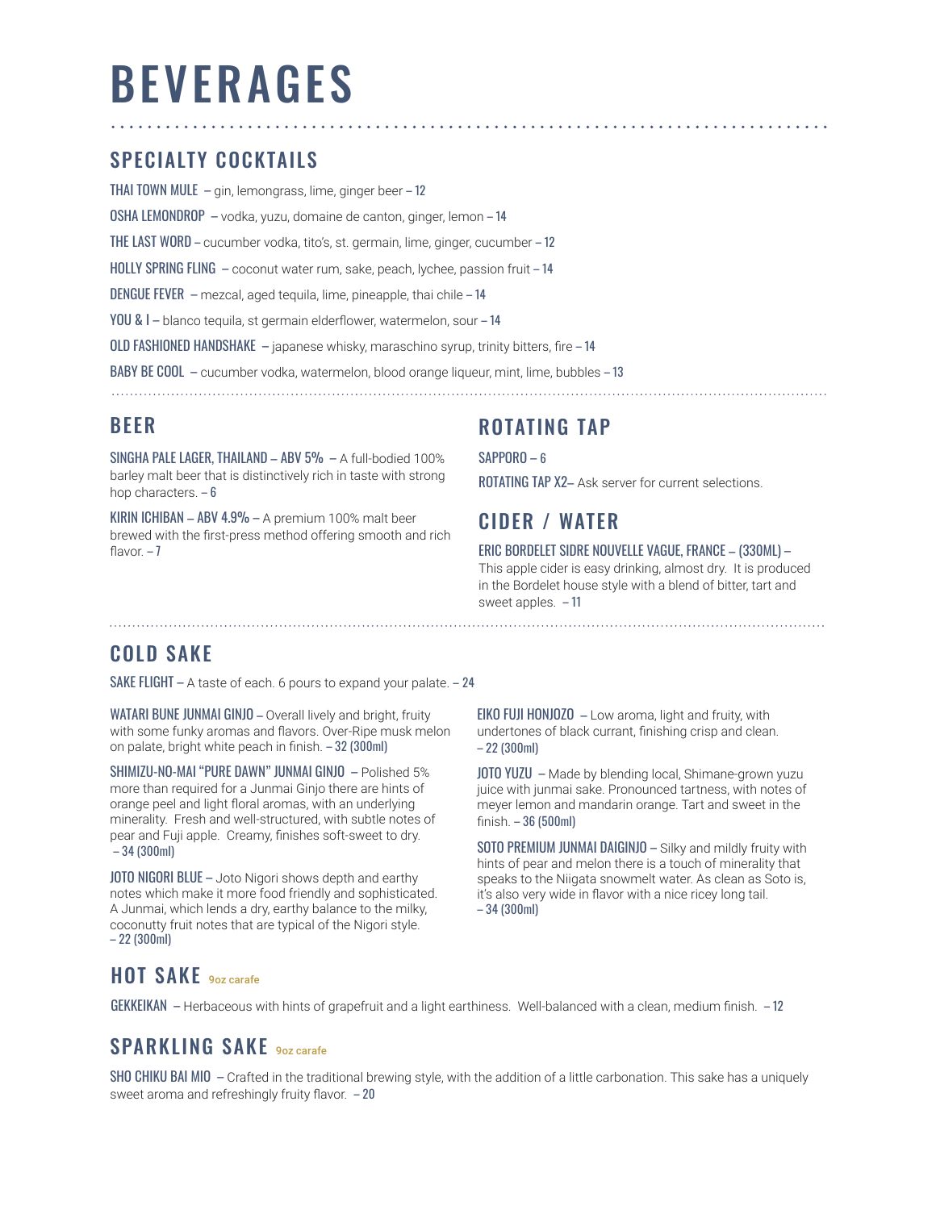# BEVERAGES

## SPECIALTY COCKTAILS

THAI TOWN MULE – gin, lemongrass, lime, ginger beer – 12

OSHA LEMONDROP – vodka, yuzu, domaine de canton, ginger, lemon – 14

THE LAST WORD – cucumber vodka, tito's, st. germain, lime, ginger, cucumber – 12

HOLLY SPRING FLING – coconut water rum, sake, peach, lychee, passion fruit – 14

DENGUE FEVER – mezcal, aged tequila, lime, pineapple, thai chile – 14

YOU & I – blanco tequila, st germain elderflower, watermelon, sour – 14

OLD FASHIONED HANDSHAKE – japanese whisky, maraschino syrup, trinity bitters, fire – 14

BABY BE COOL – cucumber vodka, watermelon, blood orange liqueur, mint, lime, bubbles – 13

## BEER

SINGHA PALE LAGER, THAILAND – ABV 5% – A full-bodied 100% barley malt beer that is distinctively rich in taste with strong hop characters. – 6

KIRIN ICHIBAN – ABV 4.9% – A premium 100% malt beer brewed with the first-press method offering smooth and rich flavor. – 7

## ROTATING TAP

SAPPORO – 6

ROTATING TAP X2– Ask server for current selections.

## CIDER / WATER

ERIC BORDELET SIDRE NOUVELLE VAGUE, FRANCE – (330ML) – This apple cider is easy drinking, almost dry. It is produced in the Bordelet house style with a blend of bitter, tart and sweet apples. – 11

## COLD SAKE

SAKE FLIGHT – A taste of each. 6 pours to expand your palate. – 24

WATARI BUNE JUNMAI GINJO – Overall lively and bright, fruity with some funky aromas and flavors. Over-Ripe musk melon on palate, bright white peach in finish. – 32 (300ml)

SHIMIZU-NO-MAI "PURE DAWN" JUNMAI GINJO – Polished 5% more than required for a Junmai Ginjo there are hints of orange peel and light floral aromas, with an underlying minerality. Fresh and well-structured, with subtle notes of pear and Fuji apple. Creamy, finishes soft-sweet to dry. – 34 (300ml)

JOTO NIGORI BLUE – Joto Nigori shows depth and earthy notes which make it more food friendly and sophisticated. A Junmai, which lends a dry, earthy balance to the milky, coconutty fruit notes that are typical of the Nigori style. – 22 (300ml)

EIKO FUJI HONJOZO – Low aroma, light and fruity, with undertones of black currant, finishing crisp and clean. – 22 (300ml)

JOTO YUZU – Made by blending local, Shimane-grown yuzu juice with junmai sake. Pronounced tartness, with notes of meyer lemon and mandarin orange. Tart and sweet in the finish. – 36 (500ml)

SOTO PREMIUM JUNMAI DAIGINJO – Silky and mildly fruity with hints of pear and melon there is a touch of minerality that speaks to the Niigata snowmelt water. As clean as Soto is, it's also very wide in flavor with a nice ricey long tail. – 34 (300ml)

## HOT SAKE 9oz carafe

GEKKEIKAN – Herbaceous with hints of grapefruit and a light earthiness. Well-balanced with a clean, medium finish. – 12

## SPARKLING SAKE 9oz carafe

SHO CHIKU BAI MIO – Crafted in the traditional brewing style, with the addition of a little carbonation. This sake has a uniquely sweet aroma and refreshingly fruity flavor. – 20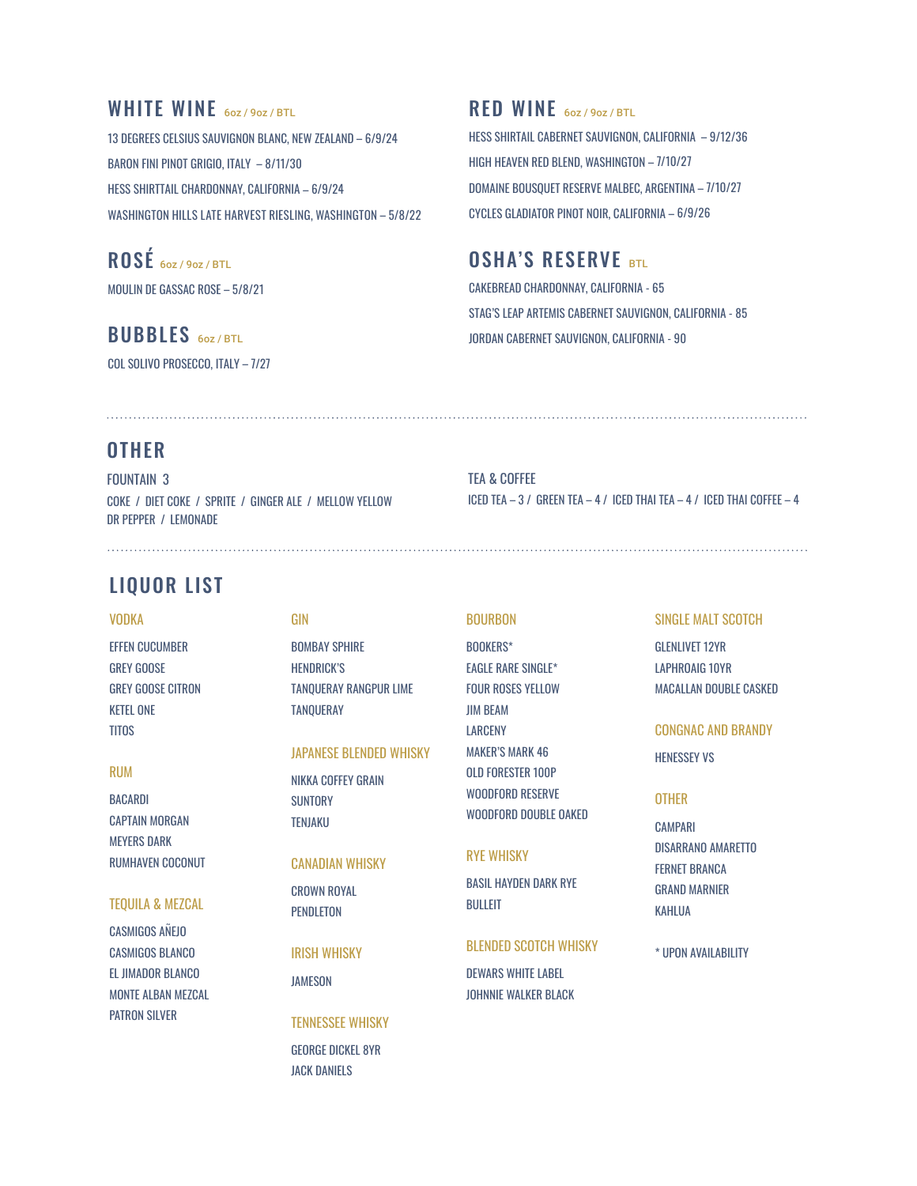## WHITE WINE 6oz / 9oz / BTL

13 DEGREES CELSIUS SAUVIGNON BLANC, NEW ZEALAND – 6/9/24

BARON FINI PINOT GRIGIO, ITALY – 8/11/30

HESS SHIRTTAIL CHARDONNAY, CALIFORNIA – 6/9/24

WASHINGTON HILLS LATE HARVEST RIESLING, WASHINGTON – 5/8/22

## ROSÉ 6oz / 9oz / BTL

MOULIN DE GASSAC ROSE – 5/8/21

## BUBBLES 6oz / BTL

COL SOLIVO PROSECCO, ITALY – 7/27

## RED WINE 6oz / 9oz / BTL

HESS SHIRTAIL CABERNET SAUVIGNON, CALIFORNIA – 9/12/36

HIGH HEAVEN RED BLEND, WASHINGTON – 7/10/27

DOMAINE BOUSQUET RESERVE MALBEC, ARGENTINA – 7/10/27

CYCLES GLADIATOR PINOT NOIR, CALIFORNIA – 6/9/26

## OSHA'S RESERVE BTL

CAKEBREAD CHARDONNAY, CALIFORNIA - 65

STAG'S LEAP ARTEMIS CABERNET SAUVIGNON, CALIFORNIA - 85

JORDAN CABERNET SAUVIGNON, CALIFORNIA - 90

## OTHER

FOUNTAIN 3

COKE / DIET COKE / SPRITE / GINGER ALE / MELLOW YELLOW
DR PEPPER / LEMONADE

TEA & COFFEE

ICED TEA – 3 / GREEN TEA – 4 / ICED THAI TEA – 4 / ICED THAI COFFEE – 4

## LIQUOR LIST

### VODKA

EFFEN CUCUMBER
GREY GOOSE
GREY GOOSE CITRON
KETEL ONE
TITOS

### RUM

BACARDI
CAPTAIN MORGAN
MEYERS DARK
RUMHAVEN COCONUT

### TEQUILA & MEZCAL

CASMIGOS AÑEJO
CASMIGOS BLANCO
EL JIMADOR BLANCO
MONTE ALBAN MEZCAL
PATRON SILVER

### GIN

BOMBAY SPHIRE
HENDRICK'S
TANQUERAY RANGPUR LIME
TANQUERAY

### JAPANESE BLENDED WHISKY

NIKKA COFFEY GRAIN
SUNTORY
TENJAKU

### CANADIAN WHISKY

CROWN ROYAL
PENDLETON

### IRISH WHISKY

JAMESON

### TENNESSEE WHISKY

GEORGE DICKEL 8YR
JACK DANIELS

### BOURBON

BOOKERS*
EAGLE RARE SINGLE*
FOUR ROSES YELLOW
JIM BEAM
LARCENY
MAKER'S MARK 46
OLD FORESTER 100P
WOODFORD RESERVE
WOODFORD DOUBLE OAKED

### RYE WHISKY

BASIL HAYDEN DARK RYE
BULLEIT

### BLENDED SCOTCH WHISKY

DEWARS WHITE LABEL
JOHNNIE WALKER BLACK

### SINGLE MALT SCOTCH

GLENLIVET 12YR
LAPHROAIG 10YR
MACALLAN DOUBLE CASKED

### CONGNAC AND BRANDY

HENESSEY VS

### OTHER

CAMPARI
DISARRANO AMARETTO
FERNET BRANCA
GRAND MARNIER
KAHLUA

* UPON AVAILABILITY